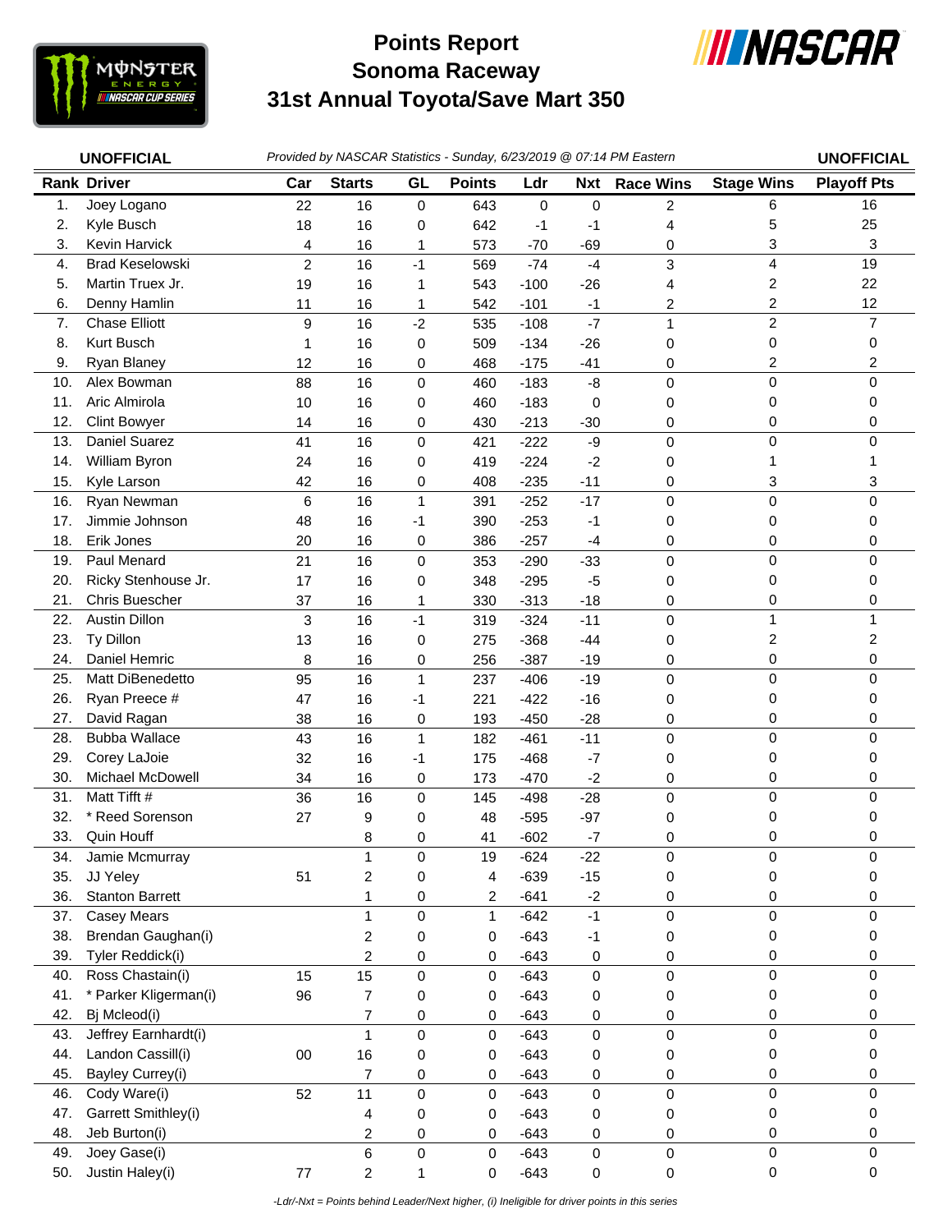# Points Report
# Sonoma Raceway
# 31st Annual Toyota/Save Mart 350

**UNOFFICIAL** *Provided by NASCAR Statistics - Sunday, 6/23/2019 @ 07:14 PM Eastern* **UNOFFICIAL**

| Rank | Driver | Car | Starts | GL | Points | Ldr | Nxt | Race Wins | Stage Wins | Playoff Pts |
|---|---|---|---|---|---|---|---|---|---|---|
| 1. | Joey Logano | 22 | 16 | 0 | 643 | 0 | 0 | 2 | 6 | 16 |
| 2. | Kyle Busch | 18 | 16 | 0 | 642 | -1 | -1 | 4 | 5 | 25 |
| 3. | Kevin Harvick | 4 | 16 | 1 | 573 | -70 | -69 | 0 | 3 | 3 |
| 4. | Brad Keselowski | 2 | 16 | -1 | 569 | -74 | -4 | 3 | 4 | 19 |
| 5. | Martin Truex Jr. | 19 | 16 | 1 | 543 | -100 | -26 | 4 | 2 | 22 |
| 6. | Denny Hamlin | 11 | 16 | 1 | 542 | -101 | -1 | 2 | 2 | 12 |
| 7. | Chase Elliott | 9 | 16 | -2 | 535 | -108 | -7 | 1 | 2 | 7 |
| 8. | Kurt Busch | 1 | 16 | 0 | 509 | -134 | -26 | 0 | 0 | 0 |
| 9. | Ryan Blaney | 12 | 16 | 0 | 468 | -175 | -41 | 0 | 2 | 2 |
| 10. | Alex Bowman | 88 | 16 | 0 | 460 | -183 | -8 | 0 | 0 | 0 |
| 11. | Aric Almirola | 10 | 16 | 0 | 460 | -183 | 0 | 0 | 0 | 0 |
| 12. | Clint Bowyer | 14 | 16 | 0 | 430 | -213 | -30 | 0 | 0 | 0 |
| 13. | Daniel Suarez | 41 | 16 | 0 | 421 | -222 | -9 | 0 | 0 | 0 |
| 14. | William Byron | 24 | 16 | 0 | 419 | -224 | -2 | 0 | 1 | 1 |
| 15. | Kyle Larson | 42 | 16 | 0 | 408 | -235 | -11 | 0 | 3 | 3 |
| 16. | Ryan Newman | 6 | 16 | 1 | 391 | -252 | -17 | 0 | 0 | 0 |
| 17. | Jimmie Johnson | 48 | 16 | -1 | 390 | -253 | -1 | 0 | 0 | 0 |
| 18. | Erik Jones | 20 | 16 | 0 | 386 | -257 | -4 | 0 | 0 | 0 |
| 19. | Paul Menard | 21 | 16 | 0 | 353 | -290 | -33 | 0 | 0 | 0 |
| 20. | Ricky Stenhouse Jr. | 17 | 16 | 0 | 348 | -295 | -5 | 0 | 0 | 0 |
| 21. | Chris Buescher | 37 | 16 | 1 | 330 | -313 | -18 | 0 | 0 | 0 |
| 22. | Austin Dillon | 3 | 16 | -1 | 319 | -324 | -11 | 0 | 1 | 1 |
| 23. | Ty Dillon | 13 | 16 | 0 | 275 | -368 | -44 | 0 | 2 | 2 |
| 24. | Daniel Hemric | 8 | 16 | 0 | 256 | -387 | -19 | 0 | 0 | 0 |
| 25. | Matt DiBenedetto | 95 | 16 | 1 | 237 | -406 | -19 | 0 | 0 | 0 |
| 26. | Ryan Preece # | 47 | 16 | -1 | 221 | -422 | -16 | 0 | 0 | 0 |
| 27. | David Ragan | 38 | 16 | 0 | 193 | -450 | -28 | 0 | 0 | 0 |
| 28. | Bubba Wallace | 43 | 16 | 1 | 182 | -461 | -11 | 0 | 0 | 0 |
| 29. | Corey LaJoie | 32 | 16 | -1 | 175 | -468 | -7 | 0 | 0 | 0 |
| 30. | Michael McDowell | 34 | 16 | 0 | 173 | -470 | -2 | 0 | 0 | 0 |
| 31. | Matt Tifft # | 36 | 16 | 0 | 145 | -498 | -28 | 0 | 0 | 0 |
| 32. | * Reed Sorenson | 27 | 9 | 0 | 48 | -595 | -97 | 0 | 0 | 0 |
| 33. | Quin Houff | | 8 | 0 | 41 | -602 | -7 | 0 | 0 | 0 |
| 34. | Jamie Mcmurray | | 1 | 0 | 19 | -624 | -22 | 0 | 0 | 0 |
| 35. | JJ Yeley | 51 | 2 | 0 | 4 | -639 | -15 | 0 | 0 | 0 |
| 36. | Stanton Barrett | | 1 | 0 | 2 | -641 | -2 | 0 | 0 | 0 |
| 37. | Casey Mears | | 1 | 0 | 1 | -642 | -1 | 0 | 0 | 0 |
| 38. | Brendan Gaughan(i) | | 2 | 0 | 0 | -643 | -1 | 0 | 0 | 0 |
| 39. | Tyler Reddick(i) | | 2 | 0 | 0 | -643 | 0 | 0 | 0 | 0 |
| 40. | Ross Chastain(i) | 15 | 15 | 0 | 0 | -643 | 0 | 0 | 0 | 0 |
| 41. | * Parker Kligerman(i) | 96 | 7 | 0 | 0 | -643 | 0 | 0 | 0 | 0 |
| 42. | Bj Mcleod(i) | | 7 | 0 | 0 | -643 | 0 | 0 | 0 | 0 |
| 43. | Jeffrey Earnhardt(i) | | 1 | 0 | 0 | -643 | 0 | 0 | 0 | 0 |
| 44. | Landon Cassill(i) | 00 | 16 | 0 | 0 | -643 | 0 | 0 | 0 | 0 |
| 45. | Bayley Currey(i) | | 7 | 0 | 0 | -643 | 0 | 0 | 0 | 0 |
| 46. | Cody Ware(i) | 52 | 11 | 0 | 0 | -643 | 0 | 0 | 0 | 0 |
| 47. | Garrett Smithley(i) | | 4 | 0 | 0 | -643 | 0 | 0 | 0 | 0 |
| 48. | Jeb Burton(i) | | 2 | 0 | 0 | -643 | 0 | 0 | 0 | 0 |
| 49. | Joey Gase(i) | | 6 | 0 | 0 | -643 | 0 | 0 | 0 | 0 |
| 50. | Justin Haley(i) | 77 | 2 | 1 | 0 | -643 | 0 | 0 | 0 | 0 |

*-Ldr/-Nxt = Points behind Leader/Next higher, (i) Ineligible for driver points in this series*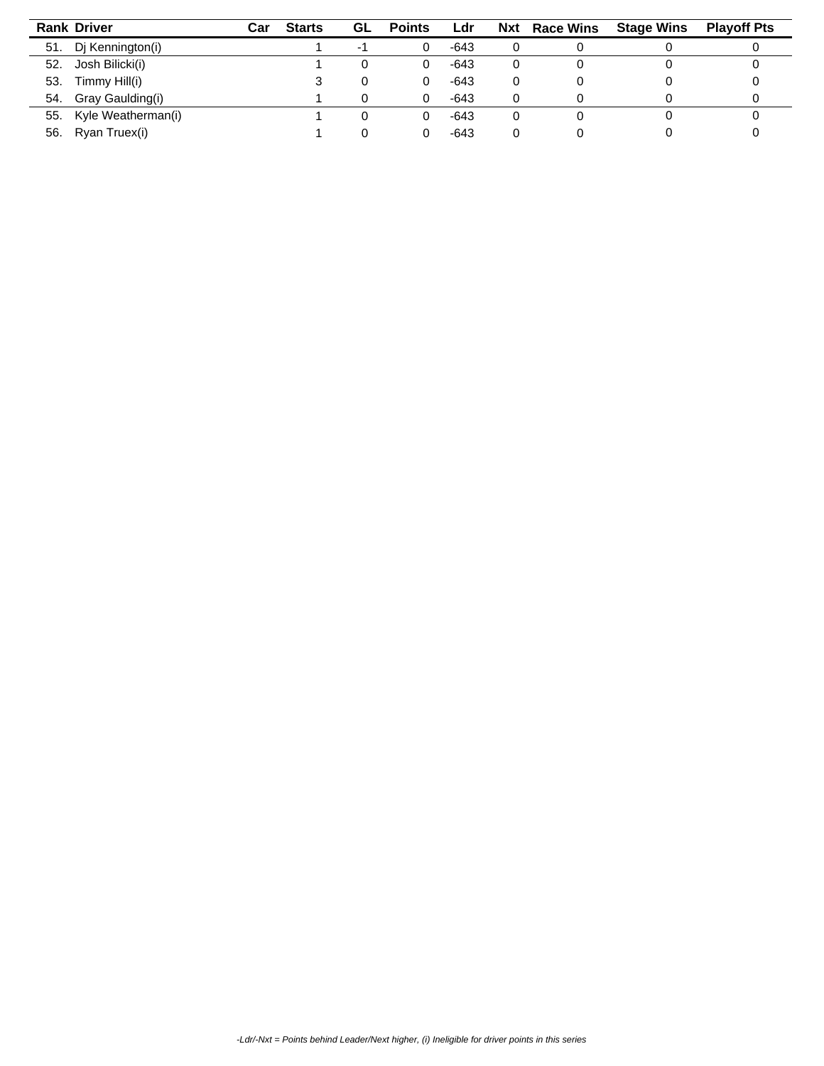| Rank | Driver | Car | Starts | GL | Points | Ldr | Nxt | Race Wins | Stage Wins | Playoff Pts |
|---|---|---|---|---|---|---|---|---|---|---|
| 51. | Dj Kennington(i) | | 1 | -1 | 0 | -643 | 0 | 0 | 0 | 0 |
| 52. | Josh Bilicki(i) | | 1 | 0 | 0 | -643 | 0 | 0 | 0 | 0 |
| 53. | Timmy Hill(i) | | 3 | 0 | 0 | -643 | 0 | 0 | 0 | 0 |
| 54. | Gray Gaulding(i) | | 1 | 0 | 0 | -643 | 0 | 0 | 0 | 0 |
| 55. | Kyle Weatherman(i) | | 1 | 0 | 0 | -643 | 0 | 0 | 0 | 0 |
| 56. | Ryan Truex(i) | | 1 | 0 | 0 | -643 | 0 | 0 | 0 | 0 |

*-Ldr/-Nxt = Points behind Leader/Next higher, (i) Ineligible for driver points in this series*